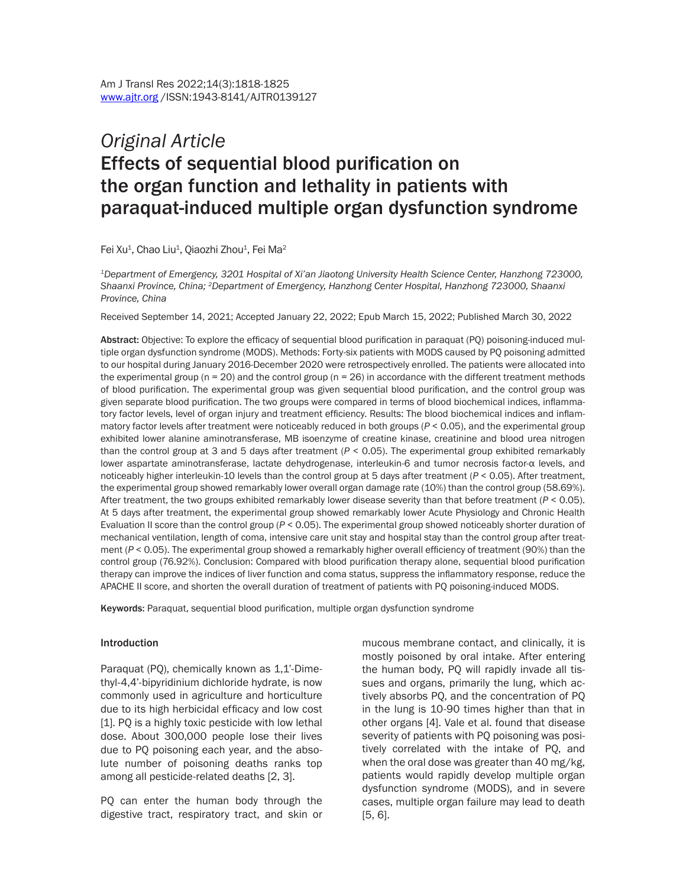*Original Article*

# Effects of sequential blood purification on the organ function and lethality in patients with paraquat-induced multiple organ dysfunction syndrome

Fei Xu[1], Chao Liu[1], Qiaozhi Zhou[1], Fei Ma[2]

*[1]Department of Emergency, 3201 Hospital of Xi'an Jiaotong University Health Science Center, Hanzhong 723000, Shaanxi Province, China; [2]Department of Emergency, Hanzhong Center Hospital, Hanzhong 723000, Shaanxi Province, China*

Received September 14, 2021; Accepted January 22, 2022; Epub March 15, 2022; Published March 30, 2022

**Abstract:** Objective: To explore the efficacy of sequential blood purification in paraquat (PQ) poisoning-induced multiple organ dysfunction syndrome (MODS). Methods: Forty-six patients with MODS caused by PQ poisoning admitted to our hospital during January 2016-December 2020 were retrospectively enrolled. The patients were allocated into the experimental group (n = 20) and the control group (n = 26) in accordance with the different treatment methods of blood purification. The experimental group was given sequential blood purification, and the control group was given separate blood purification. The two groups were compared in terms of blood biochemical indices, inflammatory factor levels, level of organ injury and treatment efficiency. Results: The blood biochemical indices and inflammatory factor levels after treatment were noticeably reduced in both groups ($P < 0.05$), and the experimental group exhibited lower alanine aminotransferase, MB isoenzyme of creatine kinase, creatinine and blood urea nitrogen than the control group at 3 and 5 days after treatment ($P < 0.05$). The experimental group exhibited remarkably lower aspartate aminotransferase, lactate dehydrogenase, interleukin-6 and tumor necrosis factor-α levels, and noticeably higher interleukin-10 levels than the control group at 5 days after treatment ($P < 0.05$). After treatment, the experimental group showed remarkably lower overall organ damage rate (10%) than the control group (58.69%). After treatment, the two groups exhibited remarkably lower disease severity than that before treatment ($P < 0.05$). At 5 days after treatment, the experimental group showed remarkably lower Acute Physiology and Chronic Health Evaluation II score than the control group ($P < 0.05$). The experimental group showed noticeably shorter duration of mechanical ventilation, length of coma, intensive care unit stay and hospital stay than the control group after treatment ($P < 0.05$). The experimental group showed a remarkably higher overall efficiency of treatment (90%) than the control group (76.92%). Conclusion: Compared with blood purification therapy alone, sequential blood purification therapy can improve the indices of liver function and coma status, suppress the inflammatory response, reduce the APACHE II score, and shorten the overall duration of treatment of patients with PQ poisoning-induced MODS.

**Keywords:** Paraquat, sequential blood purification, multiple organ dysfunction syndrome

## Introduction

Paraquat (PQ), chemically known as 1,1'-Dimethyl-4,4'-bipyridinium dichloride hydrate, is now commonly used in agriculture and horticulture due to its high herbicidal efficacy and low cost [1]. PQ is a highly toxic pesticide with low lethal dose. About 300,000 people lose their lives due to PQ poisoning each year, and the absolute number of poisoning deaths ranks top among all pesticide-related deaths [2, 3].

PQ can enter the human body through the digestive tract, respiratory tract, and skin or mucous membrane contact, and clinically, it is mostly poisoned by oral intake. After entering the human body, PQ will rapidly invade all tissues and organs, primarily the lung, which actively absorbs PQ, and the concentration of PQ in the lung is 10-90 times higher than that in other organs [4]. Vale et al. found that disease severity of patients with PQ poisoning was positively correlated with the intake of PQ, and when the oral dose was greater than 40 mg/kg, patients would rapidly develop multiple organ dysfunction syndrome (MODS), and in severe cases, multiple organ failure may lead to death [5, 6].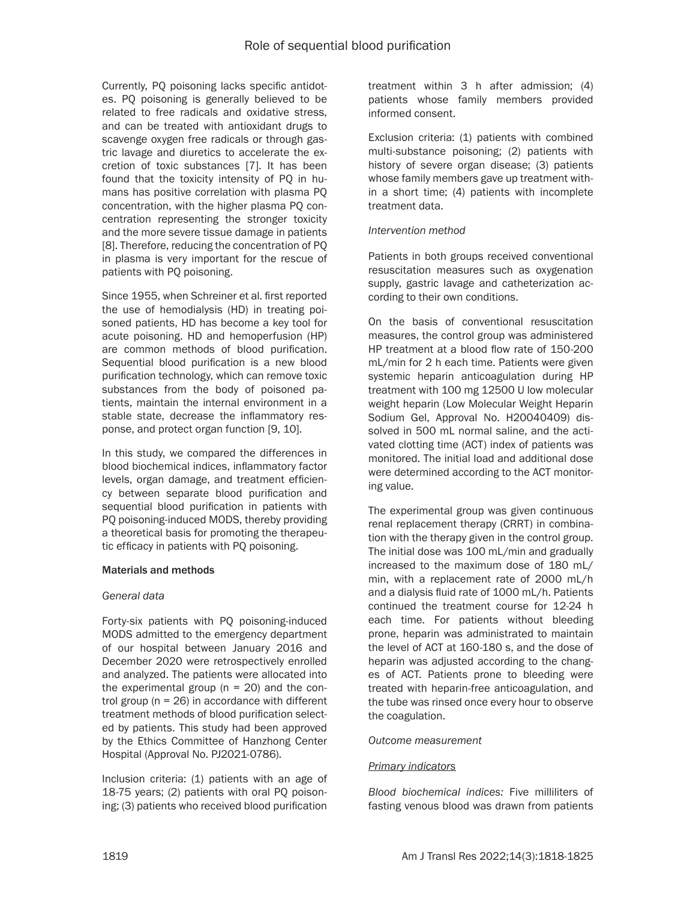Currently, PQ poisoning lacks specific antidotes. PQ poisoning is generally believed to be related to free radicals and oxidative stress, and can be treated with antioxidant drugs to scavenge oxygen free radicals or through gastric lavage and diuretics to accelerate the excretion of toxic substances [7]. It has been found that the toxicity intensity of PQ in humans has positive correlation with plasma PQ concentration, with the higher plasma PQ concentration representing the stronger toxicity and the more severe tissue damage in patients [8]. Therefore, reducing the concentration of PQ in plasma is very important for the rescue of patients with PQ poisoning.

Since 1955, when Schreiner et al. first reported the use of hemodialysis (HD) in treating poisoned patients, HD has become a key tool for acute poisoning. HD and hemoperfusion (HP) are common methods of blood purification. Sequential blood purification is a new blood purification technology, which can remove toxic substances from the body of poisoned patients, maintain the internal environment in a stable state, decrease the inflammatory response, and protect organ function [9, 10].

In this study, we compared the differences in blood biochemical indices, inflammatory factor levels, organ damage, and treatment efficiency between separate blood purification and sequential blood purification in patients with PQ poisoning-induced MODS, thereby providing a theoretical basis for promoting the therapeutic efficacy in patients with PQ poisoning.

## Materials and methods

### *General data*

Forty-six patients with PQ poisoning-induced MODS admitted to the emergency department of our hospital between January 2016 and December 2020 were retrospectively enrolled and analyzed. The patients were allocated into the experimental group (n = 20) and the control group (n = 26) in accordance with different treatment methods of blood purification selected by patients. This study had been approved by the Ethics Committee of Hanzhong Center Hospital (Approval No. PJ2021-0786).

Inclusion criteria: (1) patients with an age of 18-75 years; (2) patients with oral PQ poisoning; (3) patients who received blood purification treatment within 3 h after admission; (4) patients whose family members provided informed consent.

Exclusion criteria: (1) patients with combined multi-substance poisoning; (2) patients with history of severe organ disease; (3) patients whose family members gave up treatment within a short time; (4) patients with incomplete treatment data.

### *Intervention method*

Patients in both groups received conventional resuscitation measures such as oxygenation supply, gastric lavage and catheterization according to their own conditions.

On the basis of conventional resuscitation measures, the control group was administered HP treatment at a blood flow rate of 150-200 mL/min for 2 h each time. Patients were given systemic heparin anticoagulation during HP treatment with 100 mg 12500 U low molecular weight heparin (Low Molecular Weight Heparin Sodium Gel, Approval No. H20040409) dissolved in 500 mL normal saline, and the activated clotting time (ACT) index of patients was monitored. The initial load and additional dose were determined according to the ACT monitoring value.

The experimental group was given continuous renal replacement therapy (CRRT) in combination with the therapy given in the control group. The initial dose was 100 mL/min and gradually increased to the maximum dose of 180 mL/min, with a replacement rate of 2000 mL/h and a dialysis fluid rate of 1000 mL/h. Patients continued the treatment course for 12-24 h each time. For patients without bleeding prone, heparin was administrated to maintain the level of ACT at 160-180 s, and the dose of heparin was adjusted according to the changes of ACT. Patients prone to bleeding were treated with heparin-free anticoagulation, and the tube was rinsed once every hour to observe the coagulation.

### *Outcome measurement*

#### <u>*Primary indicators*</u>

*Blood biochemical indices:* Five milliliters of fasting venous blood was drawn from patients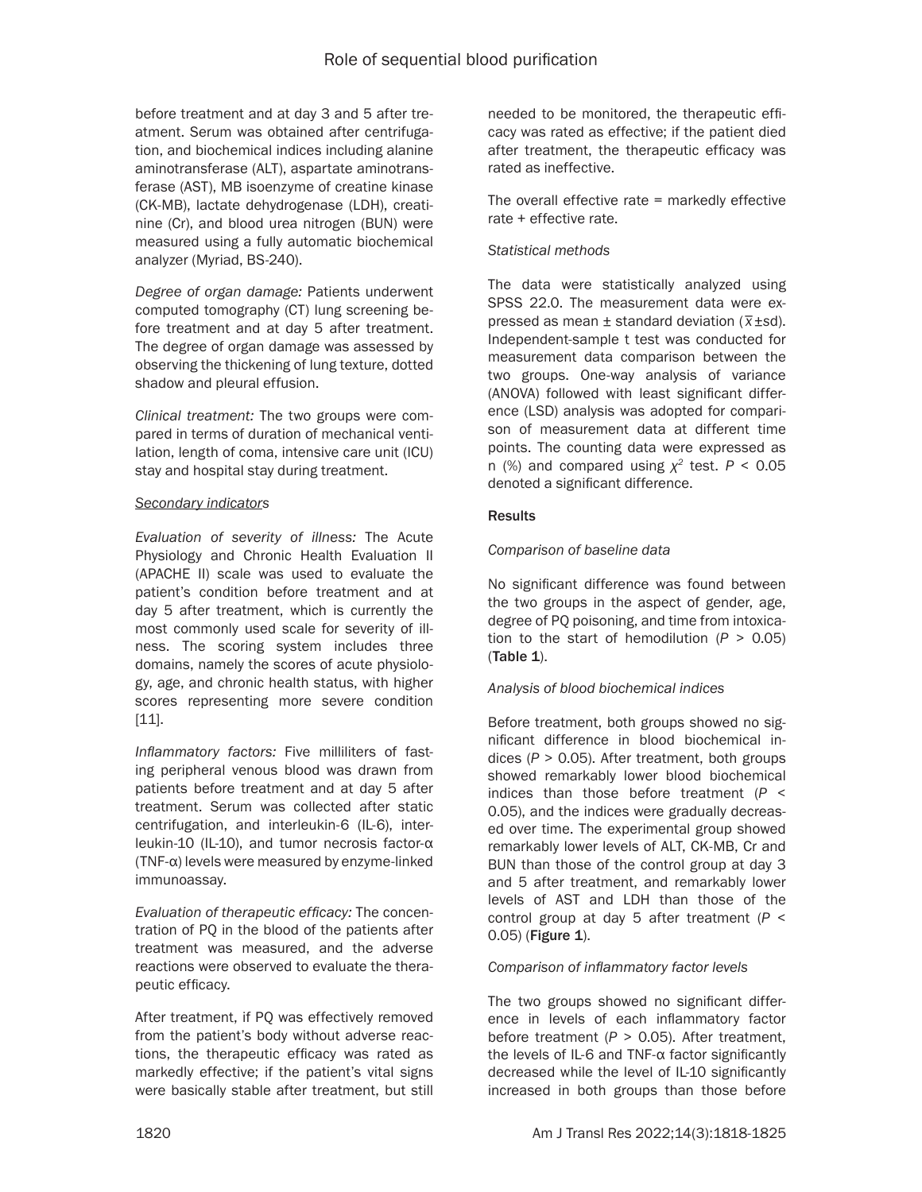before treatment and at day 3 and 5 after treatment. Serum was obtained after centrifugation, and biochemical indices including alanine aminotransferase (ALT), aspartate aminotransferase (AST), MB isoenzyme of creatine kinase (CK-MB), lactate dehydrogenase (LDH), creatinine (Cr), and blood urea nitrogen (BUN) were measured using a fully automatic biochemical analyzer (Myriad, BS-240).

*Degree of organ damage:* Patients underwent computed tomography (CT) lung screening before treatment and at day 5 after treatment. The degree of organ damage was assessed by observing the thickening of lung texture, dotted shadow and pleural effusion.

*Clinical treatment:* The two groups were compared in terms of duration of mechanical ventilation, length of coma, intensive care unit (ICU) stay and hospital stay during treatment.

*Secondary indicators*

*Evaluation of severity of illness:* The Acute Physiology and Chronic Health Evaluation II (APACHE II) scale was used to evaluate the patient's condition before treatment and at day 5 after treatment, which is currently the most commonly used scale for severity of illness. The scoring system includes three domains, namely the scores of acute physiology, age, and chronic health status, with higher scores representing more severe condition [11].

*Inflammatory factors:* Five milliliters of fasting peripheral venous blood was drawn from patients before treatment and at day 5 after treatment. Serum was collected after static centrifugation, and interleukin-6 (IL-6), interleukin-10 (IL-10), and tumor necrosis factor-α (TNF-α) levels were measured by enzyme-linked immunoassay.

*Evaluation of therapeutic efficacy:* The concentration of PQ in the blood of the patients after treatment was measured, and the adverse reactions were observed to evaluate the therapeutic efficacy.

After treatment, if PQ was effectively removed from the patient's body without adverse reactions, the therapeutic efficacy was rated as markedly effective; if the patient's vital signs were basically stable after treatment, but still needed to be monitored, the therapeutic efficacy was rated as effective; if the patient died after treatment, the therapeutic efficacy was rated as ineffective.

The overall effective rate = markedly effective rate + effective rate.

*Statistical methods*

The data were statistically analyzed using SPSS 22.0. The measurement data were expressed as mean ± standard deviation ($\overline{x}$±sd). Independent-sample t test was conducted for measurement data comparison between the two groups. One-way analysis of variance (ANOVA) followed with least significant difference (LSD) analysis was adopted for comparison of measurement data at different time points. The counting data were expressed as n (%) and compared using $\chi^2$ test. $P < 0.05$ denoted a significant difference.

**Results**

*Comparison of baseline data*

No significant difference was found between the two groups in the aspect of gender, age, degree of PQ poisoning, and time from intoxication to the start of hemodilution ($P > 0.05$) (**Table 1**).

*Analysis of blood biochemical indices*

Before treatment, both groups showed no significant difference in blood biochemical indices ($P > 0.05$). After treatment, both groups showed remarkably lower blood biochemical indices than those before treatment ($P < 0.05$), and the indices were gradually decreased over time. The experimental group showed remarkably lower levels of ALT, CK-MB, Cr and BUN than those of the control group at day 3 and 5 after treatment, and remarkably lower levels of AST and LDH than those of the control group at day 5 after treatment ($P < 0.05$) (**Figure 1**).

*Comparison of inflammatory factor levels*

The two groups showed no significant difference in levels of each inflammatory factor before treatment ($P > 0.05$). After treatment, the levels of IL-6 and TNF-α factor significantly decreased while the level of IL-10 significantly increased in both groups than those before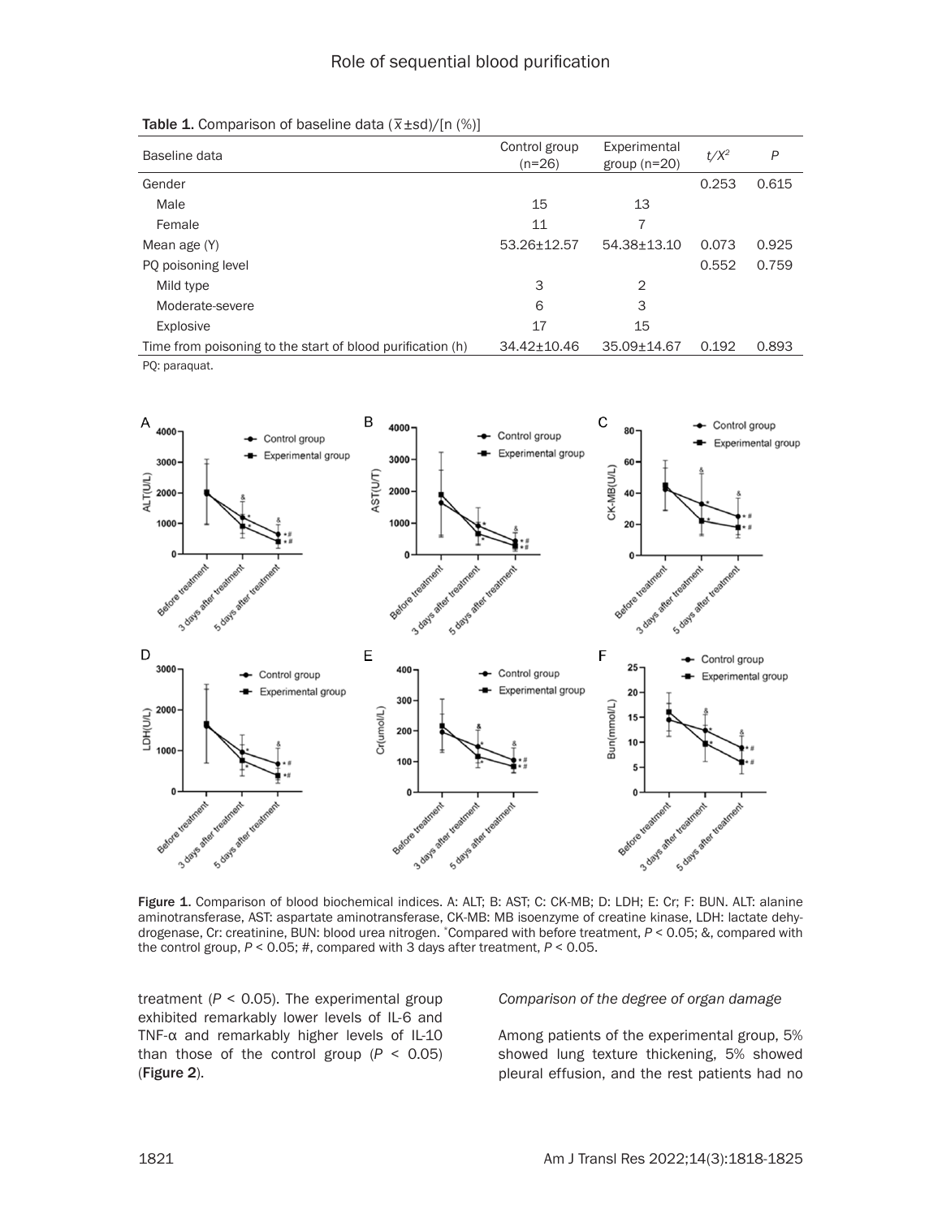Table 1. Comparison of baseline data ($\bar{x}$±sd)/[n (%)]

| Baseline data | Control group (n=26) | Experimental group (n=20) | $t/X^2$ | P |
|---|---|---|---|---|
| Gender | | | 0.253 | 0.615 |
| Male | 15 | 13 | | |
| Female | 11 | 7 | | |
| Mean age (Y) | 53.26±12.57 | 54.38±13.10 | 0.073 | 0.925 |
| PQ poisoning level | | | 0.552 | 0.759 |
| Mild type | 3 | 2 | | |
| Moderate-severe | 6 | 3 | | |
| Explosive | 17 | 15 | | |
| Time from poisoning to the start of blood purification (h) | 34.42±10.46 | 35.09±14.67 | 0.192 | 0.893 |

PQ: paraquat.

Figure 1. Comparison of blood biochemical indices. A: ALT; B: AST; C: CK-MB; D: LDH; E: Cr; F: BUN. ALT: alanine aminotransferase, AST: aspartate aminotransferase, CK-MB: MB isoenzyme of creatine kinase, LDH: lactate dehydrogenase, Cr: creatinine, BUN: blood urea nitrogen. *Compared with before treatment, $P < 0.05$; &, compared with the control group, $P < 0.05$; #, compared with 3 days after treatment, $P < 0.05$.

treatment ($P < 0.05$). The experimental group exhibited remarkably lower levels of IL-6 and TNF-α and remarkably higher levels of IL-10 than those of the control group ($P < 0.05$) (**Figure 2**).

*Comparison of the degree of organ damage*

Among patients of the experimental group, 5% showed lung texture thickening, 5% showed pleural effusion, and the rest patients had no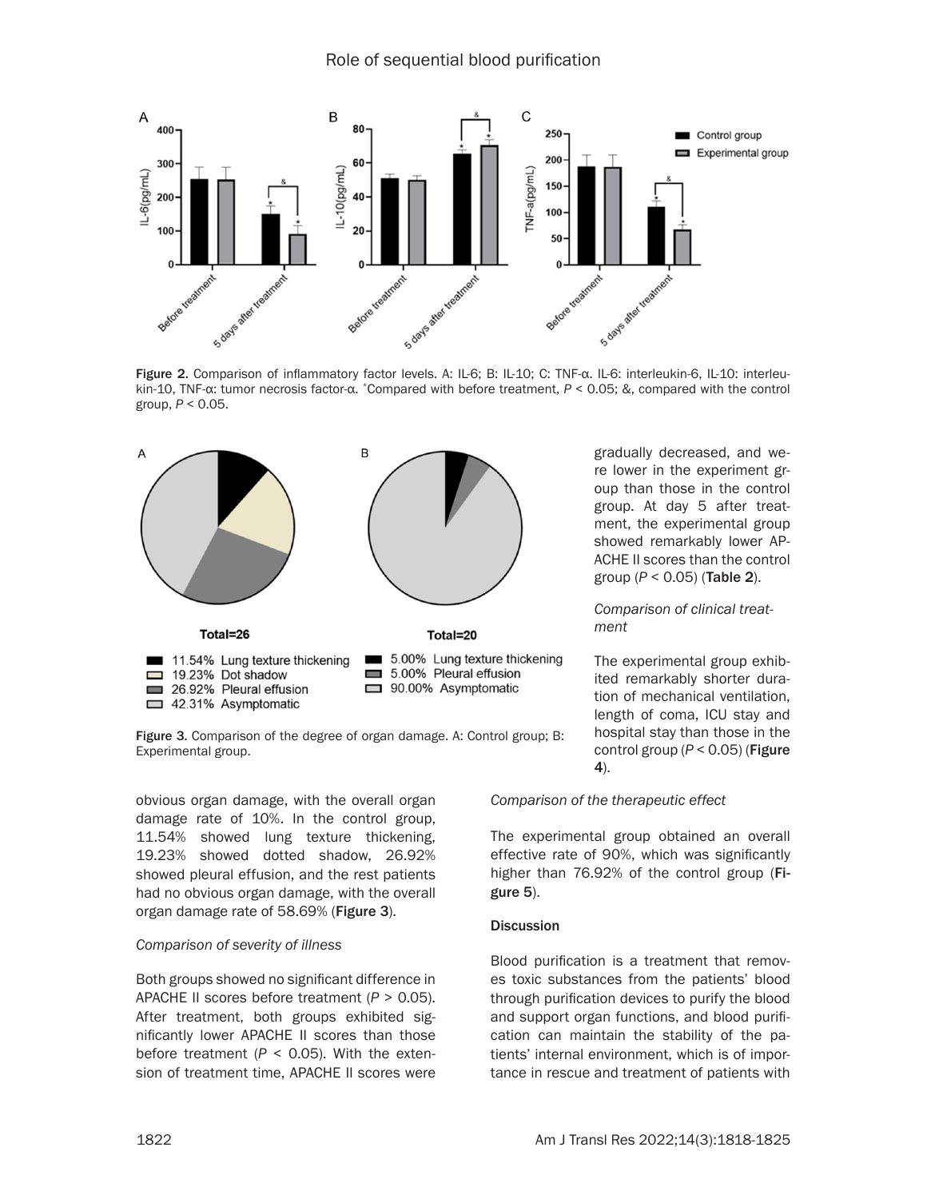Figure 2. Comparison of inflammatory factor levels. A: IL-6; B: IL-10; C: TNF-α. IL-6: interleukin-6, IL-10: interleukin-10, TNF-α: tumor necrosis factor-α. *Compared with before treatment, $P < 0.05$; &, compared with the control group, $P < 0.05$.

Figure 3. Comparison of the degree of organ damage. A: Control group; B: Experimental group.

obvious organ damage, with the overall organ damage rate of 10%. In the control group, 11.54% showed lung texture thickening, 19.23% showed dotted shadow, 26.92% showed pleural effusion, and the rest patients had no obvious organ damage, with the overall organ damage rate of 58.69% (**Figure 3**).

*Comparison of severity of illness*

Both groups showed no significant difference in APACHE II scores before treatment ($P > 0.05$). After treatment, both groups exhibited significantly lower APACHE II scores than those before treatment ($P < 0.05$). With the extension of treatment time, APACHE II scores were gradually decreased, and were lower in the experiment group than those in the control group. At day 5 after treatment, the experimental group showed remarkably lower APACHE II scores than the control group ($P < 0.05$) (**Table 2**).

*Comparison of clinical treatment*

The experimental group exhibited remarkably shorter duration of mechanical ventilation, length of coma, ICU stay and hospital stay than those in the control group ($P < 0.05$) (**Figure 4**).

*Comparison of the therapeutic effect*

The experimental group obtained an overall effective rate of 90%, which was significantly higher than 76.92% of the control group (**Figure 5**).

## Discussion

Blood purification is a treatment that removes toxic substances from the patients' blood through purification devices to purify the blood and support organ functions, and blood purification can maintain the stability of the patients' internal environment, which is of importance in rescue and treatment of patients with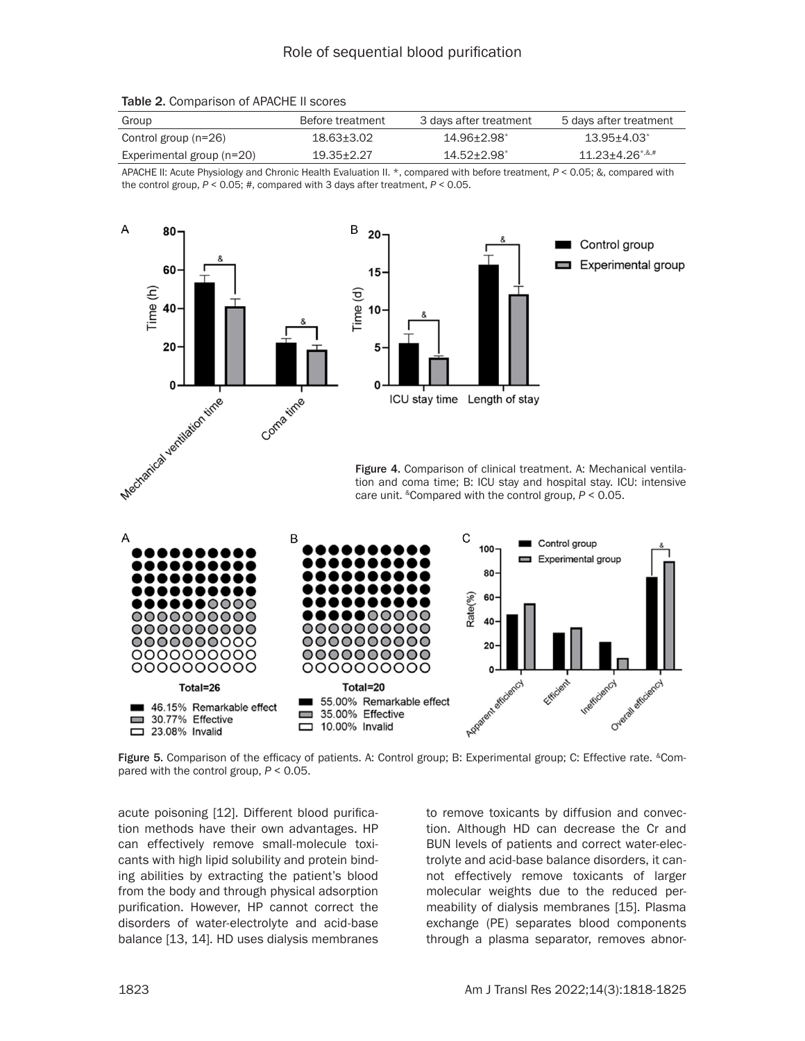Table 2. Comparison of APACHE II scores

| Group | Before treatment | 3 days after treatment | 5 days after treatment |
|---|---|---|---|
| Control group (n=26) | 18.63±3.02 | 14.96±2.98* | 13.95±4.03* |
| Experimental group (n=20) | 19.35±2.27 | 14.52±2.98* | 11.23±4.26*,&,# |

APACHE II: Acute Physiology and Chronic Health Evaluation II. *, compared with before treatment, $P < 0.05$; &, compared with the control group, $P < 0.05$; #, compared with 3 days after treatment, $P < 0.05$.

Figure 4. Comparison of clinical treatment. A: Mechanical ventilation and coma time; B: ICU stay and hospital stay. ICU: intensive care unit. &Compared with the control group, $P < 0.05$.

Figure 5. Comparison of the efficacy of patients. A: Control group; B: Experimental group; C: Effective rate. &Compared with the control group, $P < 0.05$.

acute poisoning [12]. Different blood purification methods have their own advantages. HP can effectively remove small-molecule toxicants with high lipid solubility and protein binding abilities by extracting the patient's blood from the body and through physical adsorption purification. However, HP cannot correct the disorders of water-electrolyte and acid-base balance [13, 14]. HD uses dialysis membranes to remove toxicants by diffusion and convection. Although HD can decrease the Cr and BUN levels of patients and correct water-electrolyte and acid-base balance disorders, it cannot effectively remove toxicants of larger molecular weights due to the reduced permeability of dialysis membranes [15]. Plasma exchange (PE) separates blood components through a plasma separator, removes abnor-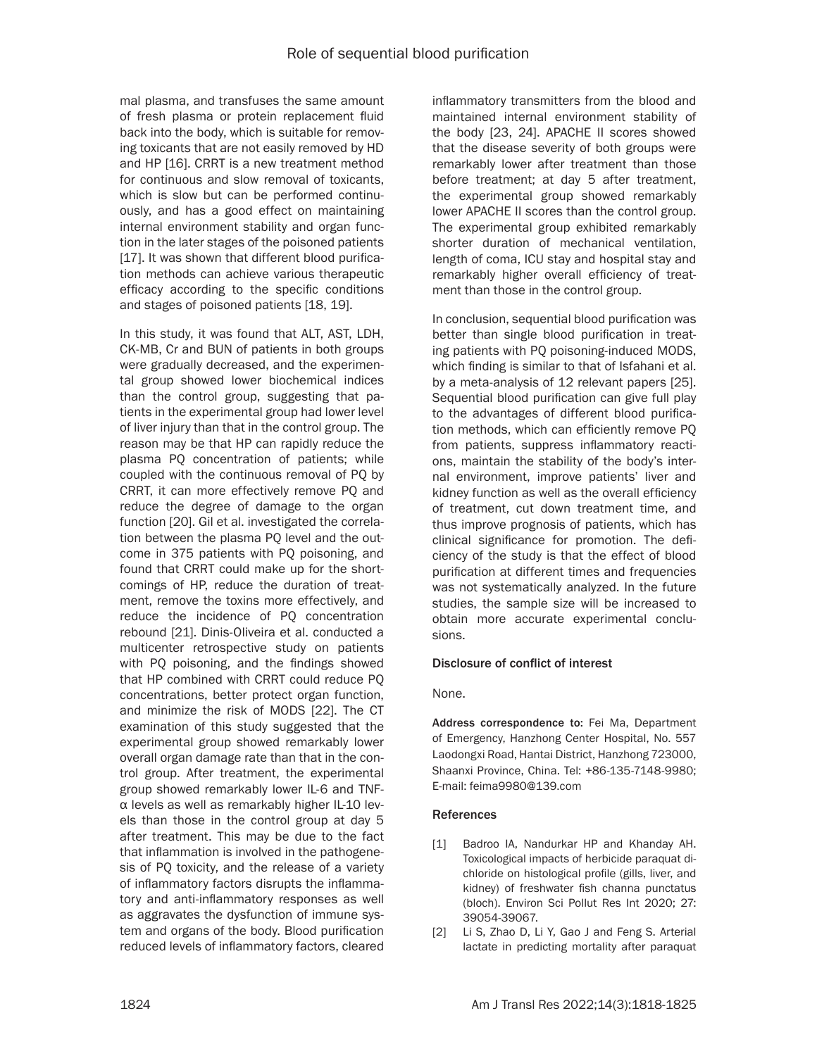mal plasma, and transfuses the same amount of fresh plasma or protein replacement fluid back into the body, which is suitable for removing toxicants that are not easily removed by HD and HP [16]. CRRT is a new treatment method for continuous and slow removal of toxicants, which is slow but can be performed continuously, and has a good effect on maintaining internal environment stability and organ function in the later stages of the poisoned patients [17]. It was shown that different blood purification methods can achieve various therapeutic efficacy according to the specific conditions and stages of poisoned patients [18, 19].

In this study, it was found that ALT, AST, LDH, CK-MB, Cr and BUN of patients in both groups were gradually decreased, and the experimental group showed lower biochemical indices than the control group, suggesting that patients in the experimental group had lower level of liver injury than that in the control group. The reason may be that HP can rapidly reduce the plasma PQ concentration of patients; while coupled with the continuous removal of PQ by CRRT, it can more effectively remove PQ and reduce the degree of damage to the organ function [20]. Gil et al. investigated the correlation between the plasma PQ level and the outcome in 375 patients with PQ poisoning, and found that CRRT could make up for the shortcomings of HP, reduce the duration of treatment, remove the toxins more effectively, and reduce the incidence of PQ concentration rebound [21]. Dinis-Oliveira et al. conducted a multicenter retrospective study on patients with PQ poisoning, and the findings showed that HP combined with CRRT could reduce PQ concentrations, better protect organ function, and minimize the risk of MODS [22]. The CT examination of this study suggested that the experimental group showed remarkably lower overall organ damage rate than that in the control group. After treatment, the experimental group showed remarkably lower IL-6 and TNF-α levels as well as remarkably higher IL-10 levels than those in the control group at day 5 after treatment. This may be due to the fact that inflammation is involved in the pathogenesis of PQ toxicity, and the release of a variety of inflammatory factors disrupts the inflammatory and anti-inflammatory responses as well as aggravates the dysfunction of immune system and organs of the body. Blood purification reduced levels of inflammatory factors, cleared inflammatory transmitters from the blood and maintained internal environment stability of the body [23, 24]. APACHE II scores showed that the disease severity of both groups were remarkably lower after treatment than those before treatment; at day 5 after treatment, the experimental group showed remarkably lower APACHE II scores than the control group. The experimental group exhibited remarkably shorter duration of mechanical ventilation, length of coma, ICU stay and hospital stay and remarkably higher overall efficiency of treatment than those in the control group.

In conclusion, sequential blood purification was better than single blood purification in treating patients with PQ poisoning-induced MODS, which finding is similar to that of Isfahani et al. by a meta-analysis of 12 relevant papers [25]. Sequential blood purification can give full play to the advantages of different blood purification methods, which can efficiently remove PQ from patients, suppress inflammatory reactions, maintain the stability of the body's internal environment, improve patients' liver and kidney function as well as the overall efficiency of treatment, cut down treatment time, and thus improve prognosis of patients, which has clinical significance for promotion. The deficiency of the study is that the effect of blood purification at different times and frequencies was not systematically analyzed. In the future studies, the sample size will be increased to obtain more accurate experimental conclusions.

#### Disclosure of conflict of interest

None.

**Address correspondence to:** Fei Ma, Department of Emergency, Hanzhong Center Hospital, No. 557 Laodongxi Road, Hantai District, Hanzhong 723000, Shaanxi Province, China. Tel: +86-135-7148-9980; E-mail: feima9980@139.com

#### References

[1] Badroo IA, Nandurkar HP and Khanday AH. Toxicological impacts of herbicide paraquat dichloride on histological profile (gills, liver, and kidney) of freshwater fish channa punctatus (bloch). Environ Sci Pollut Res Int 2020; 27: 39054-39067.

[2] Li S, Zhao D, Li Y, Gao J and Feng S. Arterial lactate in predicting mortality after paraquat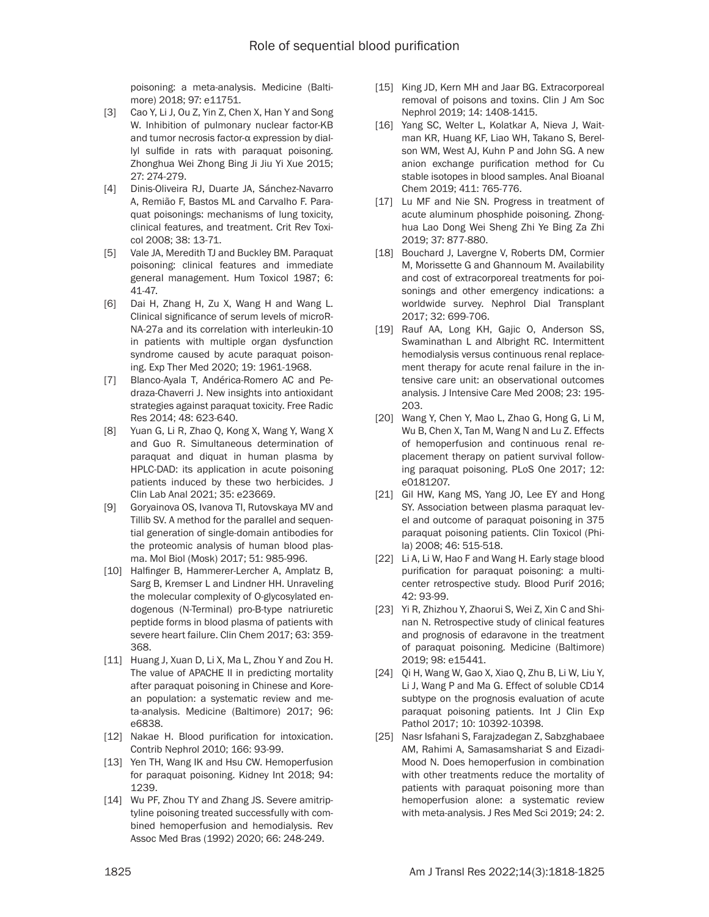poisoning: a meta-analysis. Medicine (Baltimore) 2018; 97: e11751.

[3] Cao Y, Li J, Ou Z, Yin Z, Chen X, Han Y and Song W. Inhibition of pulmonary nuclear factor-KB and tumor necrosis factor-α expression by diallyl sulfide in rats with paraquat poisoning. Zhonghua Wei Zhong Bing Ji Jiu Yi Xue 2015; 27: 274-279.

[4] Dinis-Oliveira RJ, Duarte JA, Sánchez-Navarro A, Remião F, Bastos ML and Carvalho F. Paraquat poisonings: mechanisms of lung toxicity, clinical features, and treatment. Crit Rev Toxicol 2008; 38: 13-71.

[5] Vale JA, Meredith TJ and Buckley BM. Paraquat poisoning: clinical features and immediate general management. Hum Toxicol 1987; 6: 41-47.

[6] Dai H, Zhang H, Zu X, Wang H and Wang L. Clinical significance of serum levels of microRNA-27a and its correlation with interleukin-10 in patients with multiple organ dysfunction syndrome caused by acute paraquat poisoning. Exp Ther Med 2020; 19: 1961-1968.

[7] Blanco-Ayala T, Andérica-Romero AC and Pedraza-Chaverri J. New insights into antioxidant strategies against paraquat toxicity. Free Radic Res 2014; 48: 623-640.

[8] Yuan G, Li R, Zhao Q, Kong X, Wang Y, Wang X and Guo R. Simultaneous determination of paraquat and diquat in human plasma by HPLC-DAD: its application in acute poisoning patients induced by these two herbicides. J Clin Lab Anal 2021; 35: e23669.

[9] Goryainova OS, Ivanova TI, Rutovskaya MV and Tillib SV. A method for the parallel and sequential generation of single-domain antibodies for the proteomic analysis of human blood plasma. Mol Biol (Mosk) 2017; 51: 985-996.

[10] Halfinger B, Hammerer-Lercher A, Amplatz B, Sarg B, Kremser L and Lindner HH. Unraveling the molecular complexity of O-glycosylated endogenous (N-Terminal) pro-B-type natriuretic peptide forms in blood plasma of patients with severe heart failure. Clin Chem 2017; 63: 359-368.

[11] Huang J, Xuan D, Li X, Ma L, Zhou Y and Zou H. The value of APACHE II in predicting mortality after paraquat poisoning in Chinese and Korean population: a systematic review and meta-analysis. Medicine (Baltimore) 2017; 96: e6838.

[12] Nakae H. Blood purification for intoxication. Contrib Nephrol 2010; 166: 93-99.

[13] Yen TH, Wang IK and Hsu CW. Hemoperfusion for paraquat poisoning. Kidney Int 2018; 94: 1239.

[14] Wu PF, Zhou TY and Zhang JS. Severe amitriptyline poisoning treated successfully with combined hemoperfusion and hemodialysis. Rev Assoc Med Bras (1992) 2020; 66: 248-249.

[15] King JD, Kern MH and Jaar BG. Extracorporeal removal of poisons and toxins. Clin J Am Soc Nephrol 2019; 14: 1408-1415.

[16] Yang SC, Welter L, Kolatkar A, Nieva J, Waitman KR, Huang KF, Liao WH, Takano S, Berelson WM, West AJ, Kuhn P and John SG. A new anion exchange purification method for Cu stable isotopes in blood samples. Anal Bioanal Chem 2019; 411: 765-776.

[17] Lu MF and Nie SN. Progress in treatment of acute aluminum phosphide poisoning. Zhonghua Lao Dong Wei Sheng Zhi Ye Bing Za Zhi 2019; 37: 877-880.

[18] Bouchard J, Lavergne V, Roberts DM, Cormier M, Morissette G and Ghannoum M. Availability and cost of extracorporeal treatments for poisonings and other emergency indications: a worldwide survey. Nephrol Dial Transplant 2017; 32: 699-706.

[19] Rauf AA, Long KH, Gajic O, Anderson SS, Swaminathan L and Albright RC. Intermittent hemodialysis versus continuous renal replacement therapy for acute renal failure in the intensive care unit: an observational outcomes analysis. J Intensive Care Med 2008; 23: 195-203.

[20] Wang Y, Chen Y, Mao L, Zhao G, Hong G, Li M, Wu B, Chen X, Tan M, Wang N and Lu Z. Effects of hemoperfusion and continuous renal replacement therapy on patient survival following paraquat poisoning. PLoS One 2017; 12: e0181207.

[21] Gil HW, Kang MS, Yang JO, Lee EY and Hong SY. Association between plasma paraquat level and outcome of paraquat poisoning in 375 paraquat poisoning patients. Clin Toxicol (Phila) 2008; 46: 515-518.

[22] Li A, Li W, Hao F and Wang H. Early stage blood purification for paraquat poisoning: a multicenter retrospective study. Blood Purif 2016; 42: 93-99.

[23] Yi R, Zhizhou Y, Zhaorui S, Wei Z, Xin C and Shinan N. Retrospective study of clinical features and prognosis of edaravone in the treatment of paraquat poisoning. Medicine (Baltimore) 2019; 98: e15441.

[24] Qi H, Wang W, Gao X, Xiao Q, Zhu B, Li W, Liu Y, Li J, Wang P and Ma G. Effect of soluble CD14 subtype on the prognosis evaluation of acute paraquat poisoning patients. Int J Clin Exp Pathol 2017; 10: 10392-10398.

[25] Nasr Isfahani S, Farajzadegan Z, Sabzghabaee AM, Rahimi A, Samasamshariat S and Eizadi-Mood N. Does hemoperfusion in combination with other treatments reduce the mortality of patients with paraquat poisoning more than hemoperfusion alone: a systematic review with meta-analysis. J Res Med Sci 2019; 24: 2.